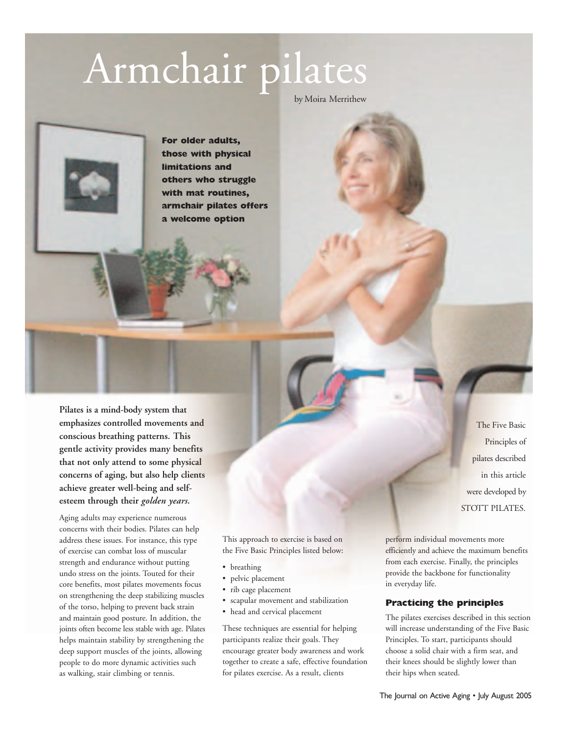# Armchair pilates

by Moira Merrithew

**For older adults, those with physical limitations and others who struggle with mat routines, armchair pilates offers a welcome option**

**Pilates is a mind-body system that emphasizes controlled movements and conscious breathing patterns. This gentle activity provides many benefits that not only attend to some physical concerns of aging, but also help clients achieve greater well-being and self-esteem through their *golden years*.**

Aging adults may experience numerous concerns with their bodies. Pilates can help address these issues. For instance, this type of exercise can combat loss of muscular strength and endurance without putting undo stress on the joints. Touted for their core benefits, most pilates movements focus on strengthening the deep stabilizing muscles of the torso, helping to prevent back strain and maintain good posture. In addition, the joints often become less stable with age. Pilates helps maintain stability by strengthening the deep support muscles of the joints, allowing people to do more dynamic activities such as walking, stair climbing or tennis.

This approach to exercise is based on the Five Basic Principles listed below:

- breathing
- pelvic placement
- rib cage placement
- scapular movement and stabilization
- head and cervical placement

These techniques are essential for helping participants realize their goals. They encourage greater body awareness and work together to create a safe, effective foundation for pilates exercise. As a result, clients perform individual movements more efficiently and achieve the maximum benefits from each exercise. Finally, the principles provide the backbone for functionality in everyday life.

The Five Basic Principles of pilates described in this article were developed by STOTT PILATES.

### Practicing the principles

The pilates exercises described in this section will increase understanding of the Five Basic Principles. To start, participants should choose a solid chair with a firm seat, and their knees should be slightly lower than their hips when seated.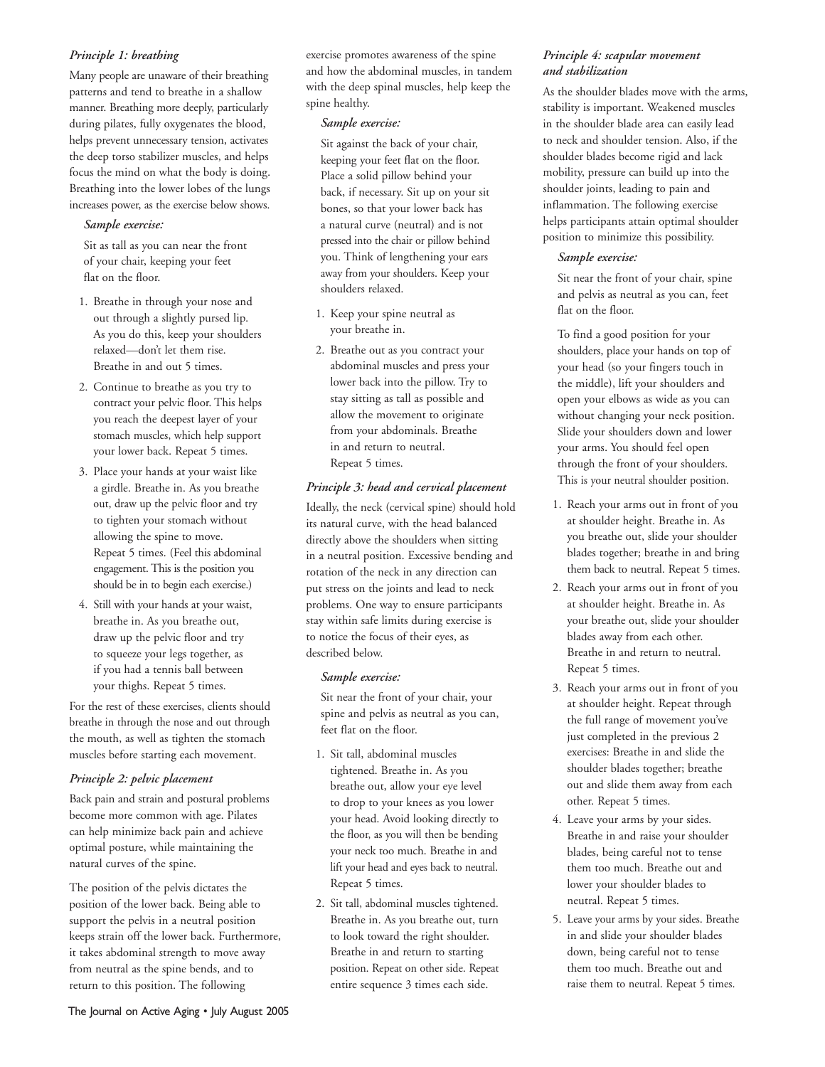*Principle 1: breathing*

Many people are unaware of their breathing patterns and tend to breathe in a shallow manner. Breathing more deeply, particularly during pilates, fully oxygenates the blood, helps prevent unnecessary tension, activates the deep torso stabilizer muscles, and helps focus the mind on what the body is doing. Breathing into the lower lobes of the lungs increases power, as the exercise below shows.

*Sample exercise:*

Sit as tall as you can near the front of your chair, keeping your feet flat on the floor.

1. Breathe in through your nose and out through a slightly pursed lip. As you do this, keep your shoulders relaxed—don't let them rise. Breathe in and out 5 times.
2. Continue to breathe as you try to contract your pelvic floor. This helps you reach the deepest layer of your stomach muscles, which help support your lower back. Repeat 5 times.
3. Place your hands at your waist like a girdle. Breathe in. As you breathe out, draw up the pelvic floor and try to tighten your stomach without allowing the spine to move. Repeat 5 times. (Feel this abdominal engagement. This is the position you should be in to begin each exercise.)
4. Still with your hands at your waist, breathe in. As you breathe out, draw up the pelvic floor and try to squeeze your legs together, as if you had a tennis ball between your thighs. Repeat 5 times.

For the rest of these exercises, clients should breathe in through the nose and out through the mouth, as well as tighten the stomach muscles before starting each movement.

*Principle 2: pelvic placement*

Back pain and strain and postural problems become more common with age. Pilates can help minimize back pain and achieve optimal posture, while maintaining the natural curves of the spine.

The position of the pelvis dictates the position of the lower back. Being able to support the pelvis in a neutral position keeps strain off the lower back. Furthermore, it takes abdominal strength to move away from neutral as the spine bends, and to return to this position. The following exercise promotes awareness of the spine and how the abdominal muscles, in tandem with the deep spinal muscles, help keep the spine healthy.

*Sample exercise:*

Sit against the back of your chair, keeping your feet flat on the floor. Place a solid pillow behind your back, if necessary. Sit up on your sit bones, so that your lower back has a natural curve (neutral) and is not pressed into the chair or pillow behind you. Think of lengthening your ears away from your shoulders. Keep your shoulders relaxed.

1. Keep your spine neutral as your breathe in.
2. Breathe out as you contract your abdominal muscles and press your lower back into the pillow. Try to stay sitting as tall as possible and allow the movement to originate from your abdominals. Breathe in and return to neutral. Repeat 5 times.

*Principle 3: head and cervical placement*

Ideally, the neck (cervical spine) should hold its natural curve, with the head balanced directly above the shoulders when sitting in a neutral position. Excessive bending and rotation of the neck in any direction can put stress on the joints and lead to neck problems. One way to ensure participants stay within safe limits during exercise is to notice the focus of their eyes, as described below.

*Sample exercise:*

Sit near the front of your chair, your spine and pelvis as neutral as you can, feet flat on the floor.

1. Sit tall, abdominal muscles tightened. Breathe in. As you breathe out, allow your eye level to drop to your knees as you lower your head. Avoid looking directly to the floor, as you will then be bending your neck too much. Breathe in and lift your head and eyes back to neutral. Repeat 5 times.
2. Sit tall, abdominal muscles tightened. Breathe in. As you breathe out, turn to look toward the right shoulder. Breathe in and return to starting position. Repeat on other side. Repeat entire sequence 3 times each side.

*Principle 4: scapular movement and stabilization*

As the shoulder blades move with the arms, stability is important. Weakened muscles in the shoulder blade area can easily lead to neck and shoulder tension. Also, if the shoulder blades become rigid and lack mobility, pressure can build up into the shoulder joints, leading to pain and inflammation. The following exercise helps participants attain optimal shoulder position to minimize this possibility.

*Sample exercise:*

Sit near the front of your chair, spine and pelvis as neutral as you can, feet flat on the floor.

To find a good position for your shoulders, place your hands on top of your head (so your fingers touch in the middle), lift your shoulders and open your elbows as wide as you can without changing your neck position. Slide your shoulders down and lower your arms. You should feel open through the front of your shoulders. This is your neutral shoulder position.

1. Reach your arms out in front of you at shoulder height. Breathe in. As you breathe out, slide your shoulder blades together; breathe in and bring them back to neutral. Repeat 5 times.
2. Reach your arms out in front of you at shoulder height. Breathe in. As your breathe out, slide your shoulder blades away from each other. Breathe in and return to neutral. Repeat 5 times.
3. Reach your arms out in front of you at shoulder height. Repeat through the full range of movement you've just completed in the previous 2 exercises: Breathe in and slide the shoulder blades together; breathe out and slide them away from each other. Repeat 5 times.
4. Leave your arms by your sides. Breathe in and raise your shoulder blades, being careful not to tense them too much. Breathe out and lower your shoulder blades to neutral. Repeat 5 times.
5. Leave your arms by your sides. Breathe in and slide your shoulder blades down, being careful not to tense them too much. Breathe out and raise them to neutral. Repeat 5 times.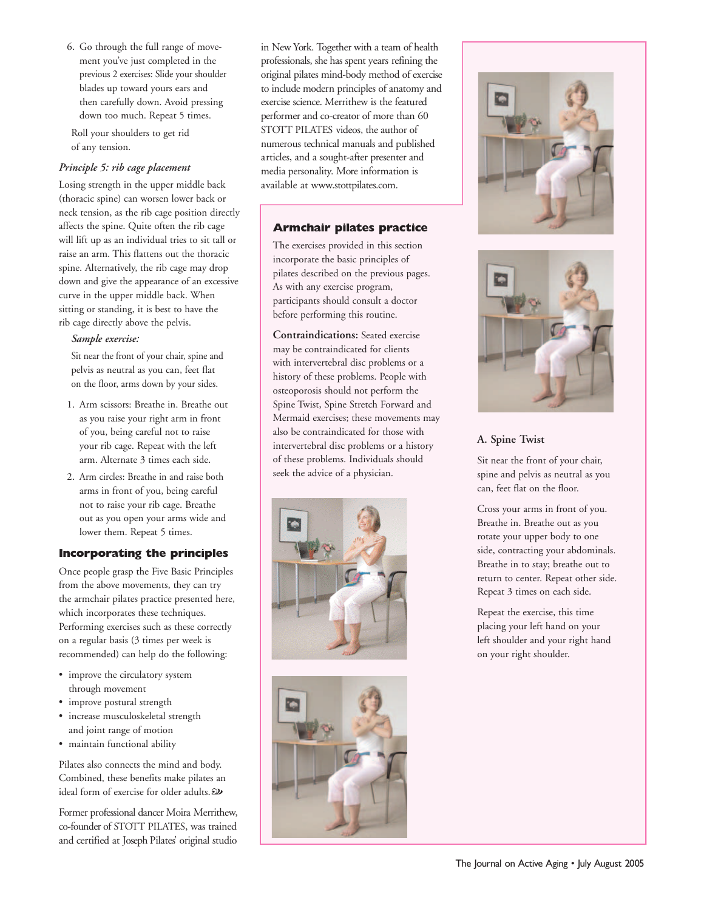6. Go through the full range of movement you've just completed in the previous 2 exercises: Slide your shoulder blades up toward yours ears and then carefully down. Avoid pressing down too much. Repeat 5 times.

Roll your shoulders to get rid of any tension.

*Principle 5: rib cage placement*

Losing strength in the upper middle back (thoracic spine) can worsen lower back or neck tension, as the rib cage position directly affects the spine. Quite often the rib cage will lift up as an individual tries to sit tall or raise an arm. This flattens out the thoracic spine. Alternatively, the rib cage may drop down and give the appearance of an excessive curve in the upper middle back. When sitting or standing, it is best to have the rib cage directly above the pelvis.

*Sample exercise:*

Sit near the front of your chair, spine and pelvis as neutral as you can, feet flat on the floor, arms down by your sides.

1. Arm scissors: Breathe in. Breathe out as you raise your right arm in front of you, being careful not to raise your rib cage. Repeat with the left arm. Alternate 3 times each side.
2. Arm circles: Breathe in and raise both arms in front of you, being careful not to raise your rib cage. Breathe out as you open your arms wide and lower them. Repeat 5 times.

## Incorporating the principles

Once people grasp the Five Basic Principles from the above movements, they can try the armchair pilates practice presented here, which incorporates these techniques. Performing exercises such as these correctly on a regular basis (3 times per week is recommended) can help do the following:

- improve the circulatory system through movement
- improve postural strength
- increase musculoskeletal strength and joint range of motion
- maintain functional ability

Pilates also connects the mind and body. Combined, these benefits make pilates an ideal form of exercise for older adults.

Former professional dancer Moira Merrithew, co-founder of STOTT PILATES, was trained and certified at Joseph Pilates' original studio in New York. Together with a team of health professionals, she has spent years refining the original pilates mind-body method of exercise to include modern principles of anatomy and exercise science. Merrithew is the featured performer and co-creator of more than 60 STOTT PILATES videos, the author of numerous technical manuals and published articles, and a sought-after presenter and media personality. More information is available at www.stottpilates.com.

## Armchair pilates practice

The exercises provided in this section incorporate the basic principles of pilates described on the previous pages. As with any exercise program, participants should consult a doctor before performing this routine.

**Contraindications:** Seated exercise may be contraindicated for clients with intervertebral disc problems or a history of these problems. People with osteoporosis should not perform the Spine Twist, Spine Stretch Forward and Mermaid exercises; these movements may also be contraindicated for those with intervertebral disc problems or a history of these problems. Individuals should seek the advice of a physician.

### A. Spine Twist

Sit near the front of your chair, spine and pelvis as neutral as you can, feet flat on the floor.

Cross your arms in front of you. Breathe in. Breathe out as you rotate your upper body to one side, contracting your abdominals. Breathe in to stay; breathe out to return to center. Repeat other side. Repeat 3 times on each side.

Repeat the exercise, this time placing your left hand on your left shoulder and your right hand on your right shoulder.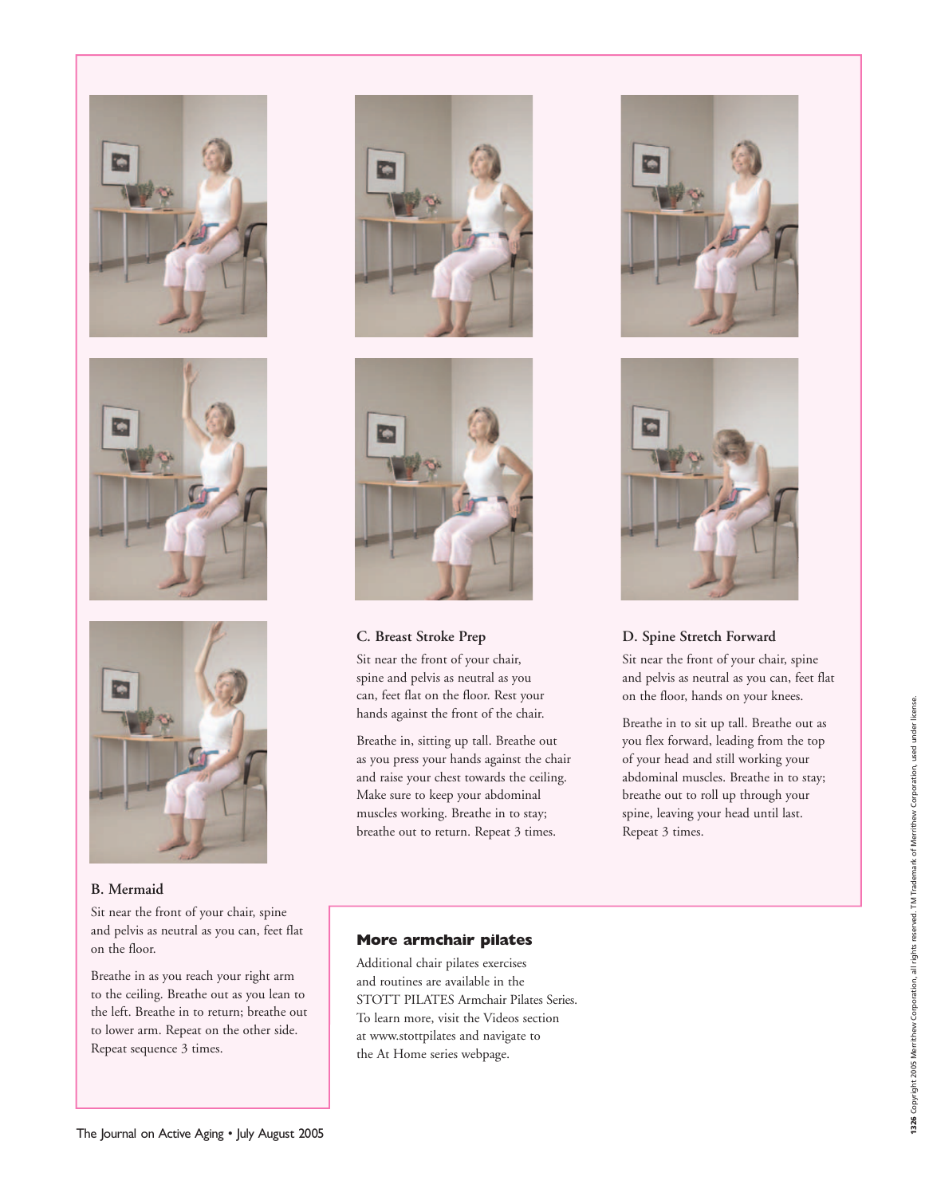### B. Mermaid

Sit near the front of your chair, spine and pelvis as neutral as you can, feet flat on the floor.

Breathe in as you reach your right arm to the ceiling. Breathe out as you lean to the left. Breathe in to return; breathe out to lower arm. Repeat on the other side. Repeat sequence 3 times.

### C. Breast Stroke Prep

Sit near the front of your chair, spine and pelvis as neutral as you can, feet flat on the floor. Rest your hands against the front of the chair.

Breathe in, sitting up tall. Breathe out as you press your hands against the chair and raise your chest towards the ceiling. Make sure to keep your abdominal muscles working. Breathe in to stay; breathe out to return. Repeat 3 times.

### D. Spine Stretch Forward

Sit near the front of your chair, spine and pelvis as neutral as you can, feet flat on the floor, hands on your knees.

Breathe in to sit up tall. Breathe out as you flex forward, leading from the top of your head and still working your abdominal muscles. Breathe in to stay; breathe out to roll up through your spine, leaving your head until last. Repeat 3 times.

### More armchair pilates

Additional chair pilates exercises and routines are available in the STOTT PILATES Armchair Pilates Series. To learn more, visit the Videos section at www.stottpilates and navigate to the At Home series webpage.

**1326** Copyright 2005 Merrithew Corporation, all rights reserved. TM Trademark of Merrithew Corporation, used under license.